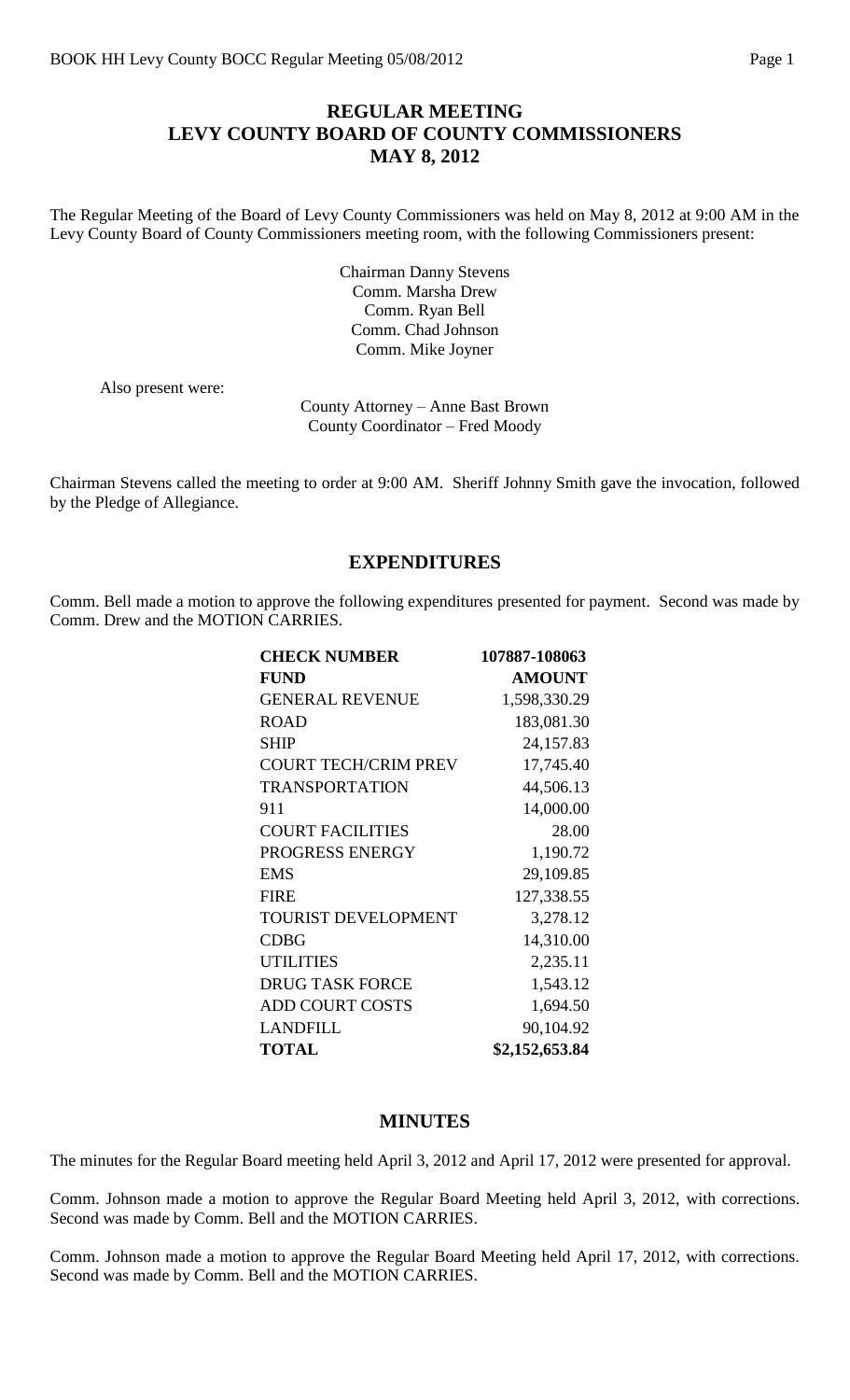# REGULAR MEETING
# LEVY COUNTY BOARD OF COUNTY COMMISSIONERS
# MAY 8, 2012

The Regular Meeting of the Board of Levy County Commissioners was held on May 8, 2012 at 9:00 AM in the Levy County Board of County Commissioners meeting room, with the following Commissioners present:

Chairman Danny Stevens
Comm. Marsha Drew
Comm. Ryan Bell
Comm. Chad Johnson
Comm. Mike Joyner

Also present were:

County Attorney – Anne Bast Brown
County Coordinator – Fred Moody

Chairman Stevens called the meeting to order at 9:00 AM. Sheriff Johnny Smith gave the invocation, followed by the Pledge of Allegiance.

## EXPENDITURES

Comm. Bell made a motion to approve the following expenditures presented for payment. Second was made by Comm. Drew and the MOTION CARRIES.

| CHECK NUMBER | 107887-108063 |
|---|---|
| **FUND** | **AMOUNT** |
| GENERAL REVENUE | 1,598,330.29 |
| ROAD | 183,081.30 |
| SHIP | 24,157.83 |
| COURT TECH/CRIM PREV | 17,745.40 |
| TRANSPORTATION | 44,506.13 |
| 911 | 14,000.00 |
| COURT FACILITIES | 28.00 |
| PROGRESS ENERGY | 1,190.72 |
| EMS | 29,109.85 |
| FIRE | 127,338.55 |
| TOURIST DEVELOPMENT | 3,278.12 |
| CDBG | 14,310.00 |
| UTILITIES | 2,235.11 |
| DRUG TASK FORCE | 1,543.12 |
| ADD COURT COSTS | 1,694.50 |
| LANDFILL | 90,104.92 |
| **TOTAL** | **$2,152,653.84** |

## MINUTES

The minutes for the Regular Board meeting held April 3, 2012 and April 17, 2012 were presented for approval.

Comm. Johnson made a motion to approve the Regular Board Meeting held April 3, 2012, with corrections. Second was made by Comm. Bell and the MOTION CARRIES.

Comm. Johnson made a motion to approve the Regular Board Meeting held April 17, 2012, with corrections. Second was made by Comm. Bell and the MOTION CARRIES.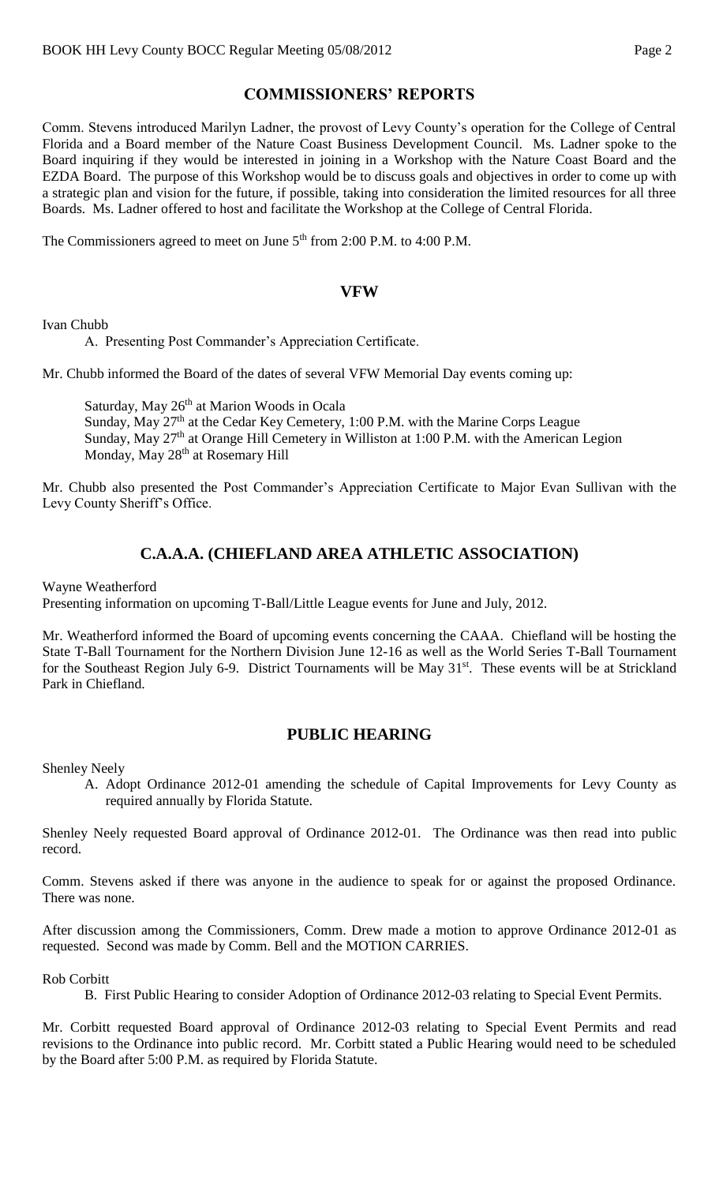## COMMISSIONERS' REPORTS

Comm. Stevens introduced Marilyn Ladner, the provost of Levy County's operation for the College of Central Florida and a Board member of the Nature Coast Business Development Council. Ms. Ladner spoke to the Board inquiring if they would be interested in joining in a Workshop with the Nature Coast Board and the EZDA Board. The purpose of this Workshop would be to discuss goals and objectives in order to come up with a strategic plan and vision for the future, if possible, taking into consideration the limited resources for all three Boards. Ms. Ladner offered to host and facilitate the Workshop at the College of Central Florida.

The Commissioners agreed to meet on June 5th from 2:00 P.M. to 4:00 P.M.

## VFW

Ivan Chubb

A. Presenting Post Commander's Appreciation Certificate.

Mr. Chubb informed the Board of the dates of several VFW Memorial Day events coming up:

Saturday, May 26th at Marion Woods in Ocala
Sunday, May 27th at the Cedar Key Cemetery, 1:00 P.M. with the Marine Corps League
Sunday, May 27th at Orange Hill Cemetery in Williston at 1:00 P.M. with the American Legion
Monday, May 28th at Rosemary Hill

Mr. Chubb also presented the Post Commander's Appreciation Certificate to Major Evan Sullivan with the Levy County Sheriff's Office.

## C.A.A.A. (CHIEFLAND AREA ATHLETIC ASSOCIATION)

Wayne Weatherford
Presenting information on upcoming T-Ball/Little League events for June and July, 2012.

Mr. Weatherford informed the Board of upcoming events concerning the CAAA. Chiefland will be hosting the State T-Ball Tournament for the Northern Division June 12-16 as well as the World Series T-Ball Tournament for the Southeast Region July 6-9. District Tournaments will be May 31st. These events will be at Strickland Park in Chiefland.

## PUBLIC HEARING

Shenley Neely

A. Adopt Ordinance 2012-01 amending the schedule of Capital Improvements for Levy County as required annually by Florida Statute.

Shenley Neely requested Board approval of Ordinance 2012-01. The Ordinance was then read into public record.

Comm. Stevens asked if there was anyone in the audience to speak for or against the proposed Ordinance. There was none.

After discussion among the Commissioners, Comm. Drew made a motion to approve Ordinance 2012-01 as requested. Second was made by Comm. Bell and the MOTION CARRIES.

Rob Corbitt

B. First Public Hearing to consider Adoption of Ordinance 2012-03 relating to Special Event Permits.

Mr. Corbitt requested Board approval of Ordinance 2012-03 relating to Special Event Permits and read revisions to the Ordinance into public record. Mr. Corbitt stated a Public Hearing would need to be scheduled by the Board after 5:00 P.M. as required by Florida Statute.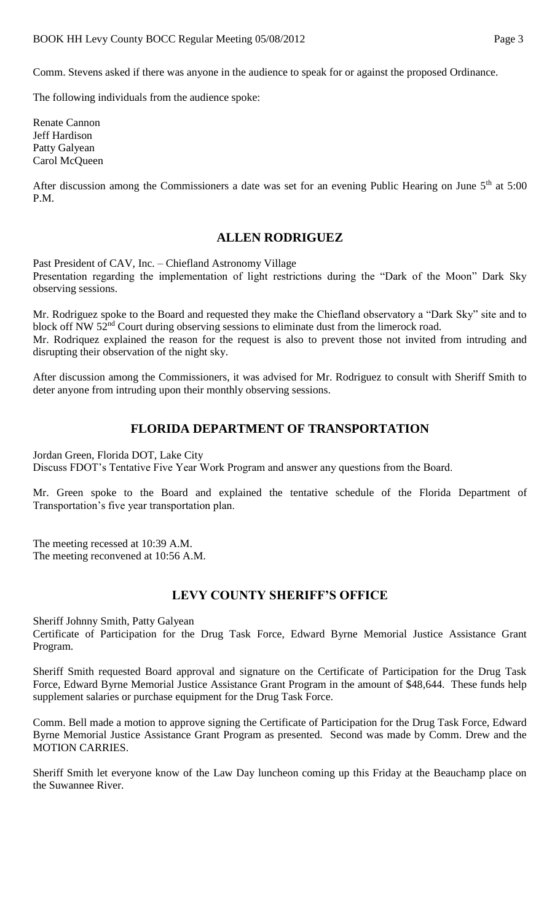Comm. Stevens asked if there was anyone in the audience to speak for or against the proposed Ordinance.

The following individuals from the audience spoke:

Renate Cannon
Jeff Hardison
Patty Galyean
Carol McQueen

After discussion among the Commissioners a date was set for an evening Public Hearing on June 5th at 5:00 P.M.

## ALLEN RODRIGUEZ

Past President of CAV, Inc. – Chiefland Astronomy Village
Presentation regarding the implementation of light restrictions during the "Dark of the Moon" Dark Sky observing sessions.

Mr. Rodriguez spoke to the Board and requested they make the Chiefland observatory a "Dark Sky" site and to block off NW 52nd Court during observing sessions to eliminate dust from the limerock road.
Mr. Rodriquez explained the reason for the request is also to prevent those not invited from intruding and disrupting their observation of the night sky.

After discussion among the Commissioners, it was advised for Mr. Rodriguez to consult with Sheriff Smith to deter anyone from intruding upon their monthly observing sessions.

## FLORIDA DEPARTMENT OF TRANSPORTATION

Jordan Green, Florida DOT, Lake City
Discuss FDOT's Tentative Five Year Work Program and answer any questions from the Board.

Mr. Green spoke to the Board and explained the tentative schedule of the Florida Department of Transportation's five year transportation plan.

The meeting recessed at 10:39 A.M.
The meeting reconvened at 10:56 A.M.

## LEVY COUNTY SHERIFF'S OFFICE

Sheriff Johnny Smith, Patty Galyean
Certificate of Participation for the Drug Task Force, Edward Byrne Memorial Justice Assistance Grant Program.

Sheriff Smith requested Board approval and signature on the Certificate of Participation for the Drug Task Force, Edward Byrne Memorial Justice Assistance Grant Program in the amount of $48,644. These funds help supplement salaries or purchase equipment for the Drug Task Force.

Comm. Bell made a motion to approve signing the Certificate of Participation for the Drug Task Force, Edward Byrne Memorial Justice Assistance Grant Program as presented. Second was made by Comm. Drew and the MOTION CARRIES.

Sheriff Smith let everyone know of the Law Day luncheon coming up this Friday at the Beauchamp place on the Suwannee River.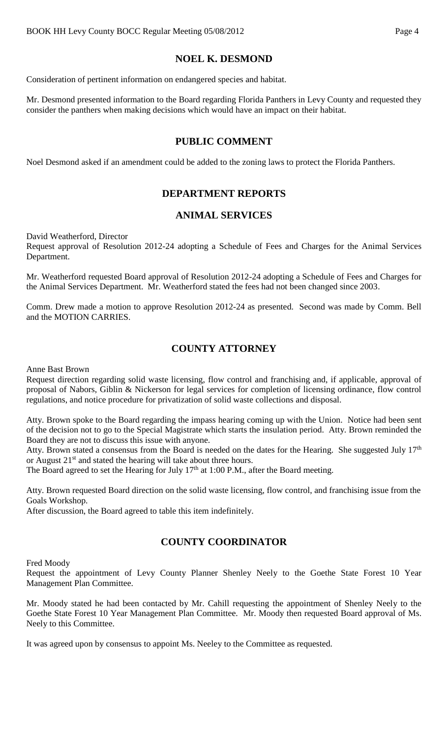## NOEL K. DESMOND

Consideration of pertinent information on endangered species and habitat.

Mr. Desmond presented information to the Board regarding Florida Panthers in Levy County and requested they consider the panthers when making decisions which would have an impact on their habitat.

## PUBLIC COMMENT

Noel Desmond asked if an amendment could be added to the zoning laws to protect the Florida Panthers.

## DEPARTMENT REPORTS

## ANIMAL SERVICES

David Weatherford, Director
Request approval of Resolution 2012-24 adopting a Schedule of Fees and Charges for the Animal Services Department.

Mr. Weatherford requested Board approval of Resolution 2012-24 adopting a Schedule of Fees and Charges for the Animal Services Department. Mr. Weatherford stated the fees had not been changed since 2003.

Comm. Drew made a motion to approve Resolution 2012-24 as presented. Second was made by Comm. Bell and the MOTION CARRIES.

## COUNTY ATTORNEY

Anne Bast Brown
Request direction regarding solid waste licensing, flow control and franchising and, if applicable, approval of proposal of Nabors, Giblin & Nickerson for legal services for completion of licensing ordinance, flow control regulations, and notice procedure for privatization of solid waste collections and disposal.

Atty. Brown spoke to the Board regarding the impass hearing coming up with the Union. Notice had been sent of the decision not to go to the Special Magistrate which starts the insulation period. Atty. Brown reminded the Board they are not to discuss this issue with anyone.
Atty. Brown stated a consensus from the Board is needed on the dates for the Hearing. She suggested July 17th or August 21st and stated the hearing will take about three hours.
The Board agreed to set the Hearing for July 17th at 1:00 P.M., after the Board meeting.

Atty. Brown requested Board direction on the solid waste licensing, flow control, and franchising issue from the Goals Workshop.
After discussion, the Board agreed to table this item indefinitely.

## COUNTY COORDINATOR

Fred Moody
Request the appointment of Levy County Planner Shenley Neely to the Goethe State Forest 10 Year Management Plan Committee.

Mr. Moody stated he had been contacted by Mr. Cahill requesting the appointment of Shenley Neely to the Goethe State Forest 10 Year Management Plan Committee. Mr. Moody then requested Board approval of Ms. Neely to this Committee.

It was agreed upon by consensus to appoint Ms. Neeley to the Committee as requested.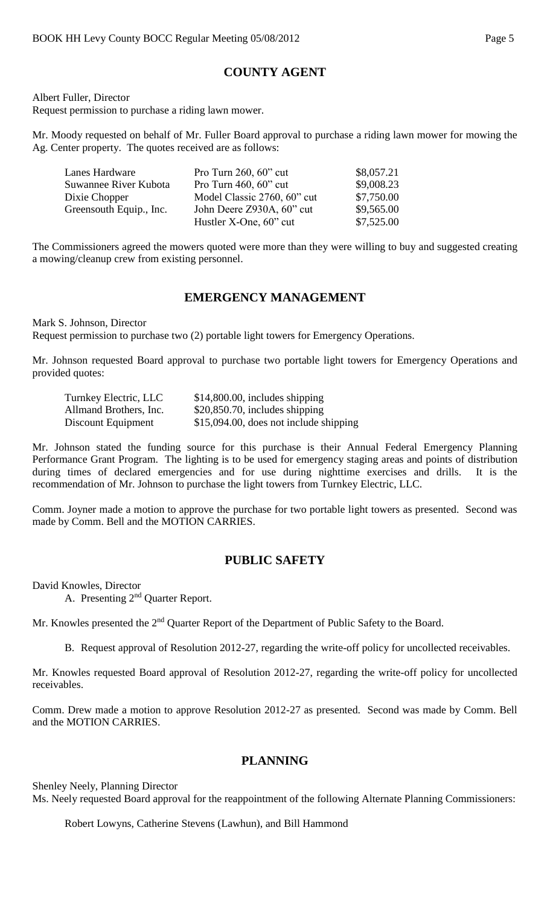## COUNTY AGENT

Albert Fuller, Director
Request permission to purchase a riding lawn mower.

Mr. Moody requested on behalf of Mr. Fuller Board approval to purchase a riding lawn mower for mowing the Ag. Center property. The quotes received are as follows:

| | | |
|---|---|---|
| Lanes Hardware | Pro Turn 260, 60" cut | $8,057.21 |
| Suwannee River Kubota | Pro Turn 460, 60" cut | $9,008.23 |
| Dixie Chopper | Model Classic 2760, 60" cut | $7,750.00 |
| Greensouth Equip., Inc. | John Deere Z930A, 60" cut | $9,565.00 |
| | Hustler X-One, 60" cut | $7,525.00 |

The Commissioners agreed the mowers quoted were more than they were willing to buy and suggested creating a mowing/cleanup crew from existing personnel.

## EMERGENCY MANAGEMENT

Mark S. Johnson, Director
Request permission to purchase two (2) portable light towers for Emergency Operations.

Mr. Johnson requested Board approval to purchase two portable light towers for Emergency Operations and provided quotes:

| | |
|---|---|
| Turnkey Electric, LLC | $14,800.00, includes shipping |
| Allmand Brothers, Inc. | $20,850.70, includes shipping |
| Discount Equipment | $15,094.00, does not include shipping |

Mr. Johnson stated the funding source for this purchase is their Annual Federal Emergency Planning Performance Grant Program. The lighting is to be used for emergency staging areas and points of distribution during times of declared emergencies and for use during nighttime exercises and drills. It is the recommendation of Mr. Johnson to purchase the light towers from Turnkey Electric, LLC.

Comm. Joyner made a motion to approve the purchase for two portable light towers as presented. Second was made by Comm. Bell and the MOTION CARRIES.

## PUBLIC SAFETY

David Knowles, Director

A. Presenting 2nd Quarter Report.

Mr. Knowles presented the 2nd Quarter Report of the Department of Public Safety to the Board.

B. Request approval of Resolution 2012-27, regarding the write-off policy for uncollected receivables.

Mr. Knowles requested Board approval of Resolution 2012-27, regarding the write-off policy for uncollected receivables.

Comm. Drew made a motion to approve Resolution 2012-27 as presented. Second was made by Comm. Bell and the MOTION CARRIES.

## PLANNING

Shenley Neely, Planning Director
Ms. Neely requested Board approval for the reappointment of the following Alternate Planning Commissioners:

Robert Lowyns, Catherine Stevens (Lawhun), and Bill Hammond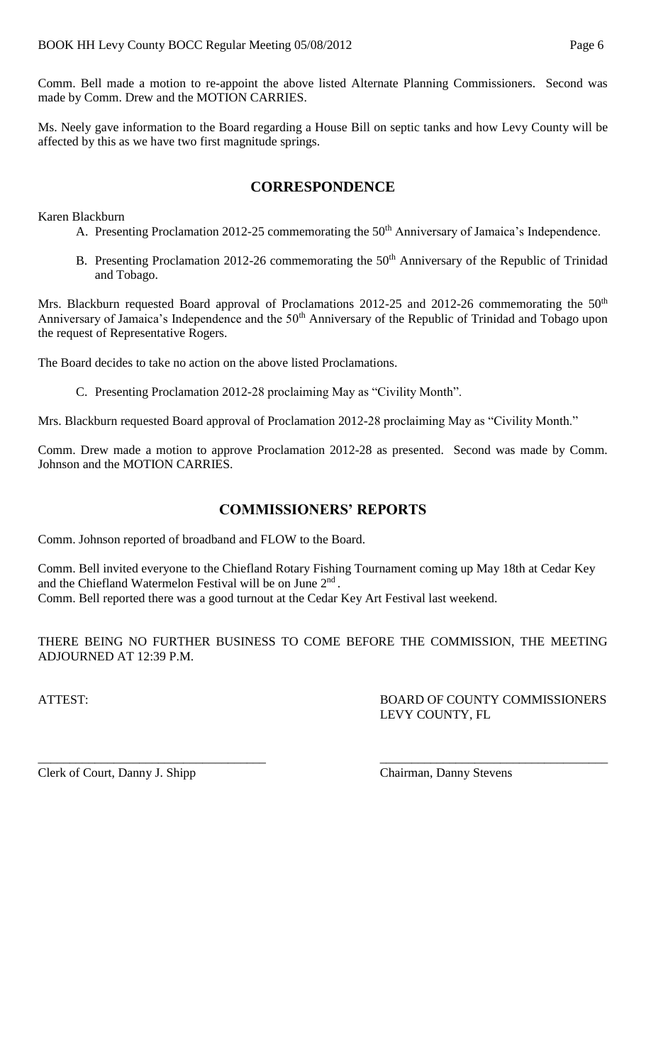Comm. Bell made a motion to re-appoint the above listed Alternate Planning Commissioners. Second was made by Comm. Drew and the MOTION CARRIES.

Ms. Neely gave information to the Board regarding a House Bill on septic tanks and how Levy County will be affected by this as we have two first magnitude springs.

## CORRESPONDENCE

Karen Blackburn

A. Presenting Proclamation 2012-25 commemorating the 50th Anniversary of Jamaica's Independence.

B. Presenting Proclamation 2012-26 commemorating the 50th Anniversary of the Republic of Trinidad and Tobago.

Mrs. Blackburn requested Board approval of Proclamations 2012-25 and 2012-26 commemorating the 50th Anniversary of Jamaica's Independence and the 50th Anniversary of the Republic of Trinidad and Tobago upon the request of Representative Rogers.

The Board decides to take no action on the above listed Proclamations.

C. Presenting Proclamation 2012-28 proclaiming May as "Civility Month".

Mrs. Blackburn requested Board approval of Proclamation 2012-28 proclaiming May as "Civility Month."

Comm. Drew made a motion to approve Proclamation 2012-28 as presented. Second was made by Comm. Johnson and the MOTION CARRIES.

## COMMISSIONERS' REPORTS

Comm. Johnson reported of broadband and FLOW to the Board.

Comm. Bell invited everyone to the Chiefland Rotary Fishing Tournament coming up May 18th at Cedar Key and the Chiefland Watermelon Festival will be on June 2nd.
Comm. Bell reported there was a good turnout at the Cedar Key Art Festival last weekend.

THERE BEING NO FURTHER BUSINESS TO COME BEFORE THE COMMISSION, THE MEETING ADJOURNED AT 12:39 P.M.

ATTEST:

BOARD OF COUNTY COMMISSIONERS
LEVY COUNTY, FL

\_\_\_\_\_\_\_\_\_\_\_\_\_\_\_\_\_\_\_\_\_\_\_\_\_\_\_\_\_\_\_\_\_\_\_\_
Clerk of Court, Danny J. Shipp

\_\_\_\_\_\_\_\_\_\_\_\_\_\_\_\_\_\_\_\_\_\_\_\_\_\_\_\_\_\_\_\_\_\_\_\_
Chairman, Danny Stevens